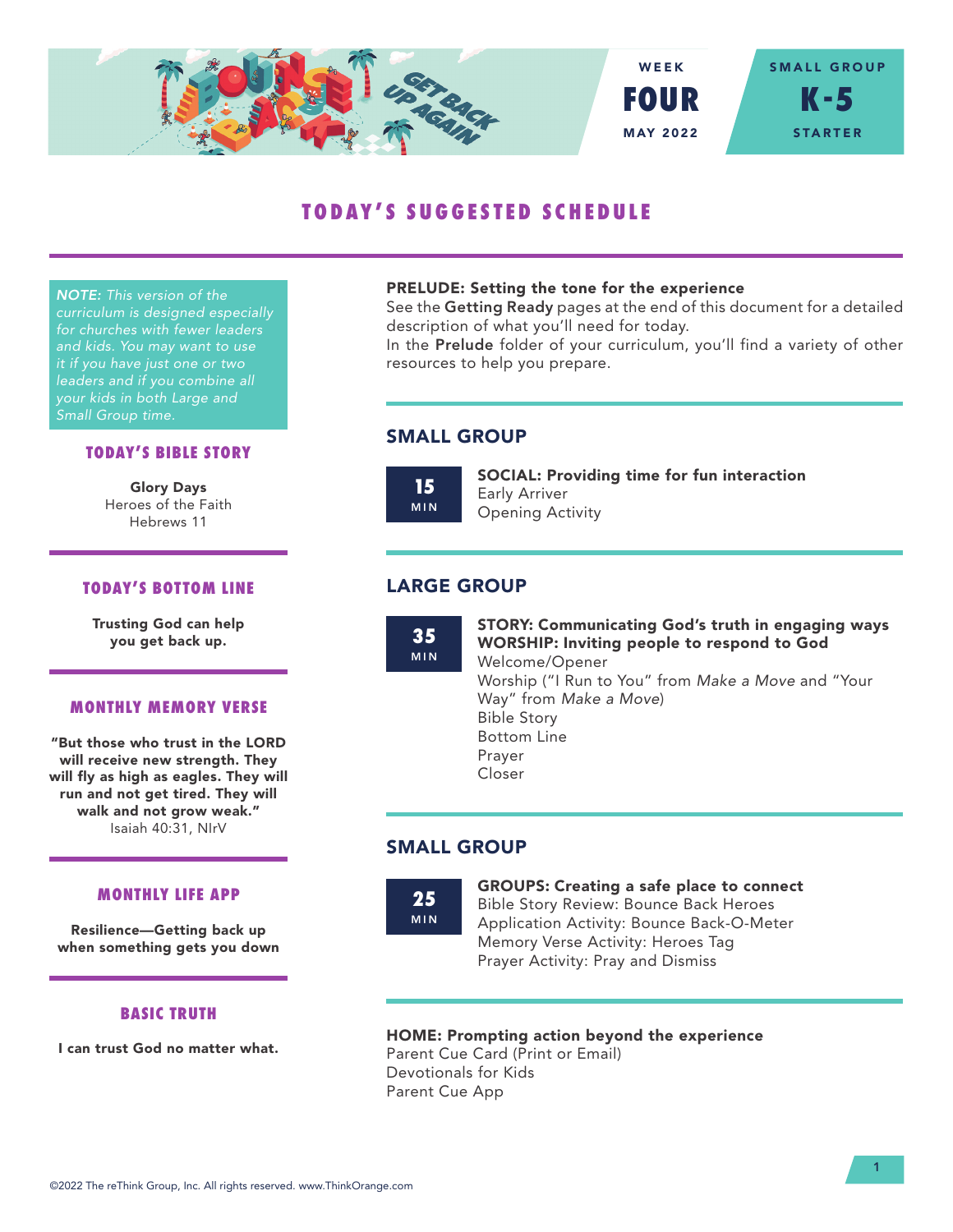WEEK
**FOUR**
MAY 2022

SMALL GROUP
**K-5**
STARTER

# TODAY'S SUGGESTED SCHEDULE

*NOTE: This version of the curriculum is designed especially for churches with fewer leaders and kids. You may want to use it if you have just one or two leaders and if you combine all your kids in both Large and Small Group time.*

## TODAY'S BIBLE STORY

**Glory Days**
Heroes of the Faith
Hebrews 11

## TODAY'S BOTTOM LINE

**Trusting God can help you get back up.**

## MONTHLY MEMORY VERSE

**"But those who trust in the LORD will receive new strength. They will fly as high as eagles. They will run and not get tired. They will walk and not grow weak."**
Isaiah 40:31, NIrV

## MONTHLY LIFE APP

**Resilience—Getting back up when something gets you down**

## BASIC TRUTH

**I can trust God no matter what.**

**PRELUDE: Setting the tone for the experience**
See the **Getting Ready** pages at the end of this document for a detailed description of what you'll need for today.
In the **Prelude** folder of your curriculum, you'll find a variety of other resources to help you prepare.

## SMALL GROUP

**15 MIN**

**SOCIAL: Providing time for fun interaction**
Early Arriver
Opening Activity

## LARGE GROUP

**35 MIN**

**STORY: Communicating God's truth in engaging ways**
**WORSHIP: Inviting people to respond to God**
Welcome/Opener
Worship ("I Run to You" from *Make a Move* and "Your Way" from *Make a Move*)
Bible Story
Bottom Line
Prayer
Closer

## SMALL GROUP

**25 MIN**

**GROUPS: Creating a safe place to connect**
Bible Story Review: Bounce Back Heroes
Application Activity: Bounce Back-O-Meter
Memory Verse Activity: Heroes Tag
Prayer Activity: Pray and Dismiss

**HOME: Prompting action beyond the experience**
Parent Cue Card (Print or Email)
Devotionals for Kids
Parent Cue App

©2022 The reThink Group, Inc. All rights reserved. www.ThinkOrange.com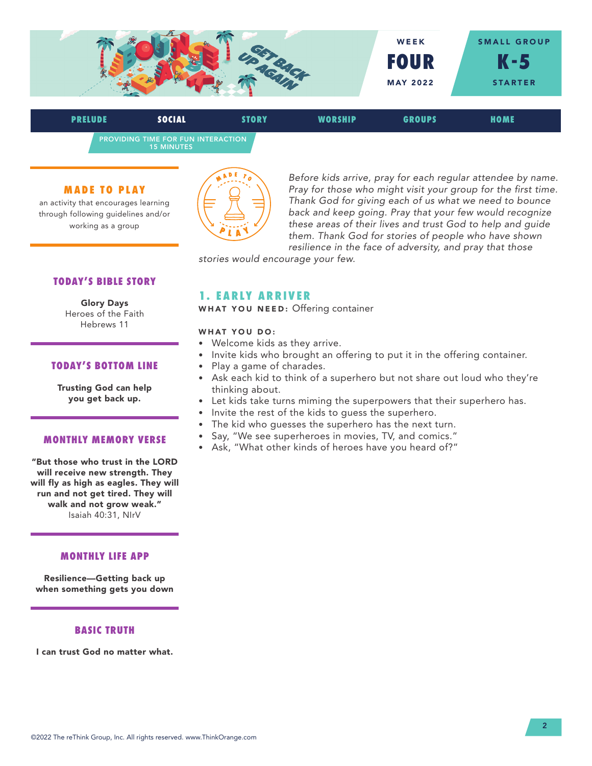WEEK **FOUR** MAY 2022

SMALL GROUP **K-5** STARTER

PRELUDE | **SOCIAL** | STORY | WORSHIP | GROUPS | HOME

PROVIDING TIME FOR FUN INTERACTION
15 MINUTES

## MADE TO PLAY

an activity that encourages learning through following guidelines and/or working as a group

*Before kids arrive, pray for each regular attendee by name. Pray for those who might visit your group for the first time. Thank God for giving each of us what we need to bounce back and keep going. Pray that your few would recognize these areas of their lives and trust God to help and guide them. Thank God for stories of people who have shown resilience in the face of adversity, and pray that those stories would encourage your few.*

### TODAY'S BIBLE STORY

**Glory Days**
Heroes of the Faith
Hebrews 11

### TODAY'S BOTTOM LINE

**Trusting God can help you get back up.**

### MONTHLY MEMORY VERSE

**"But those who trust in the LORD will receive new strength. They will fly as high as eagles. They will run and not get tired. They will walk and not grow weak."**
Isaiah 40:31, NIrV

### MONTHLY LIFE APP

**Resilience—Getting back up when something gets you down**

### BASIC TRUTH

**I can trust God no matter what.**

## 1. EARLY ARRIVER

**WHAT YOU NEED:** Offering container

**WHAT YOU DO:**

- Welcome kids as they arrive.
- Invite kids who brought an offering to put it in the offering container.
- Play a game of charades.
- Ask each kid to think of a superhero but not share out loud who they're thinking about.
- Let kids take turns miming the superpowers that their superhero has.
- Invite the rest of the kids to guess the superhero.
- The kid who guesses the superhero has the next turn.
- Say, "We see superheroes in movies, TV, and comics."
- Ask, "What other kinds of heroes have you heard of?"

©2022 The reThink Group, Inc. All rights reserved. www.ThinkOrange.com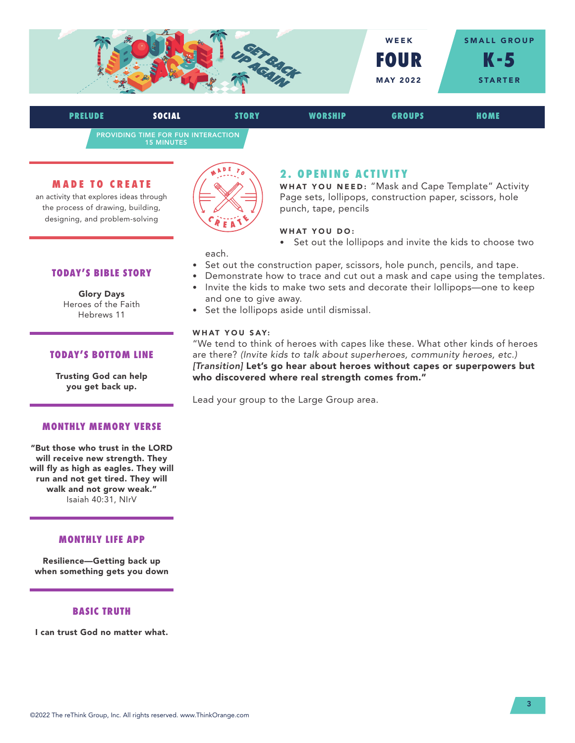WEEK **FOUR** MAY 2022

SMALL GROUP **K-5** STARTER

PRELUDE | **SOCIAL** | STORY | WORSHIP | GROUPS | HOME

PROVIDING TIME FOR FUN INTERACTION
15 MINUTES

### MADE TO CREATE

an activity that explores ideas through the process of drawing, building, designing, and problem-solving

### TODAY'S BIBLE STORY

**Glory Days**
Heroes of the Faith
Hebrews 11

### TODAY'S BOTTOM LINE

**Trusting God can help you get back up.**

### MONTHLY MEMORY VERSE

**"But those who trust in the LORD will receive new strength. They will fly as high as eagles. They will run and not get tired. They will walk and not grow weak."**
Isaiah 40:31, NIrV

### MONTHLY LIFE APP

**Resilience—Getting back up when something gets you down**

### BASIC TRUTH

**I can trust God no matter what.**

## 2. OPENING ACTIVITY

**WHAT YOU NEED:** "Mask and Cape Template" Activity Page sets, lollipops, construction paper, scissors, hole punch, tape, pencils

**WHAT YOU DO:**

- Set out the lollipops and invite the kids to choose two each.
- Set out the construction paper, scissors, hole punch, pencils, and tape.
- Demonstrate how to trace and cut out a mask and cape using the templates.
- Invite the kids to make two sets and decorate their lollipops—one to keep and one to give away.
- Set the lollipops aside until dismissal.

**WHAT YOU SAY:**

"We tend to think of heroes with capes like these. What other kinds of heroes are there? *(Invite kids to talk about superheroes, community heroes, etc.)* *[Transition]* **Let's go hear about heroes without capes or superpowers but who discovered where real strength comes from."**

Lead your group to the Large Group area.

©2022 The reThink Group, Inc. All rights reserved. www.ThinkOrange.com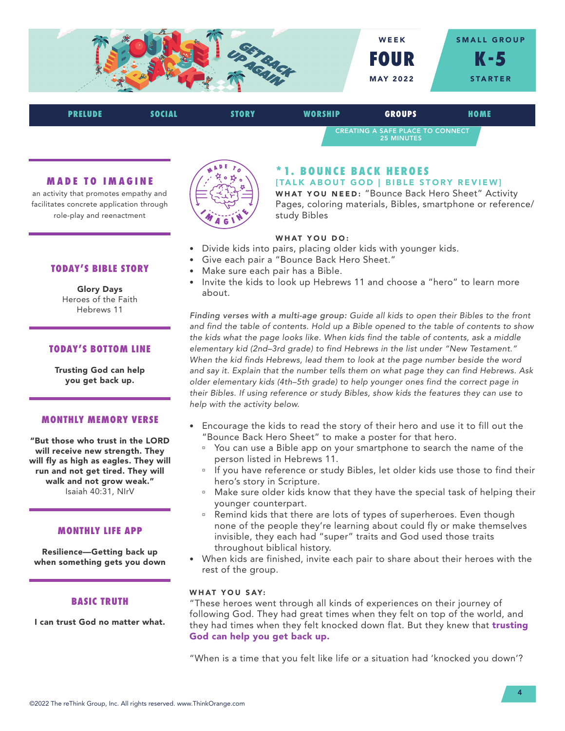WEEK **FOUR** MAY 2022

SMALL GROUP **K-5** STARTER

PRELUDE | SOCIAL | STORY | WORSHIP | **GROUPS** | HOME

CREATING A SAFE PLACE TO CONNECT
25 MINUTES

## MADE TO IMAGINE

an activity that promotes empathy and facilitates concrete application through role-play and reenactment

## TODAY'S BIBLE STORY

**Glory Days**
Heroes of the Faith
Hebrews 11

## TODAY'S BOTTOM LINE

**Trusting God can help you get back up.**

## MONTHLY MEMORY VERSE

**"But those who trust in the LORD will receive new strength. They will fly as high as eagles. They will run and not get tired. They will walk and not grow weak."**
Isaiah 40:31, NIrV

## MONTHLY LIFE APP

**Resilience—Getting back up when something gets you down**

## BASIC TRUTH

**I can trust God no matter what.**

## *1. BOUNCE BACK HEROES

**[TALK ABOUT GOD | BIBLE STORY REVIEW]**

**WHAT YOU NEED:** "Bounce Back Hero Sheet" Activity Pages, coloring materials, Bibles, smartphone or reference/ study Bibles

**WHAT YOU DO:**

- Divide kids into pairs, placing older kids with younger kids.
- Give each pair a "Bounce Back Hero Sheet."
- Make sure each pair has a Bible.
- Invite the kids to look up Hebrews 11 and choose a "hero" to learn more about.

*Finding verses with a multi-age group: Guide all kids to open their Bibles to the front and find the table of contents. Hold up a Bible opened to the table of contents to show the kids what the page looks like. When kids find the table of contents, ask a middle elementary kid (2nd–3rd grade) to find Hebrews in the list under "New Testament." When the kid finds Hebrews, lead them to look at the page number beside the word and say it. Explain that the number tells them on what page they can find Hebrews. Ask older elementary kids (4th–5th grade) to help younger ones find the correct page in their Bibles. If using reference or study Bibles, show kids the features they can use to help with the activity below.*

- Encourage the kids to read the story of their hero and use it to fill out the "Bounce Back Hero Sheet" to make a poster for that hero.
    - You can use a Bible app on your smartphone to search the name of the person listed in Hebrews 11.
    - If you have reference or study Bibles, let older kids use those to find their hero's story in Scripture.
    - Make sure older kids know that they have the special task of helping their younger counterpart.
    - Remind kids that there are lots of types of superheroes. Even though none of the people they're learning about could fly or make themselves invisible, they each had "super" traits and God used those traits throughout biblical history.
- When kids are finished, invite each pair to share about their heroes with the rest of the group.

**WHAT YOU SAY:**

"These heroes went through all kinds of experiences on their journey of following God. They had great times when they felt on top of the world, and they had times when they felt knocked down flat. But they knew that **trusting God can help you get back up.**

"When is a time that you felt like life or a situation had 'knocked you down'?

©2022 The reThink Group, Inc. All rights reserved. www.ThinkOrange.com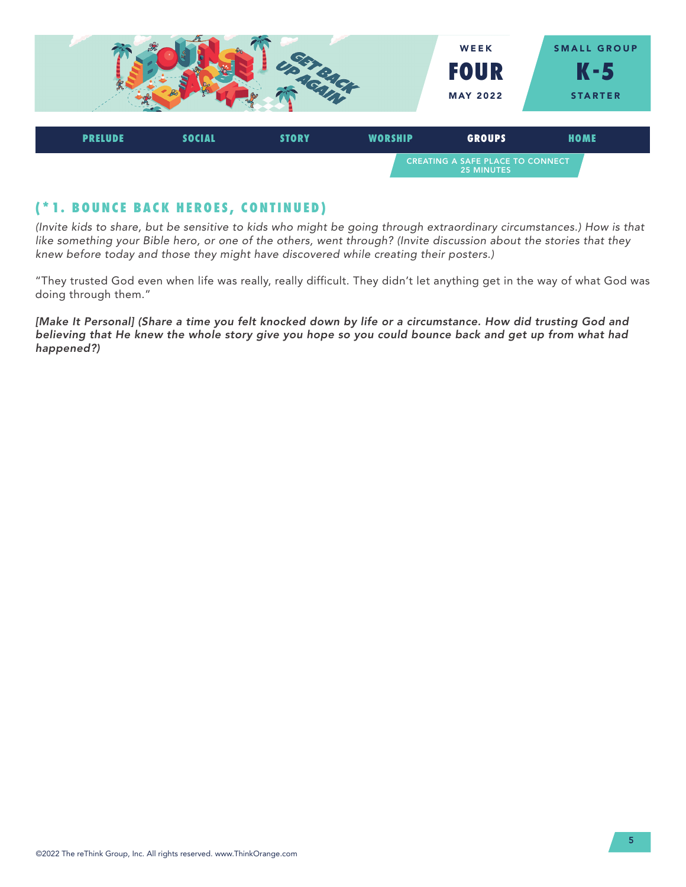## (*1. BOUNCE BACK HEROES, CONTINUED)

*(Invite kids to share, but be sensitive to kids who might be going through extraordinary circumstances.) How is that like something your Bible hero, or one of the others, went through? (Invite discussion about the stories that they knew before today and those they might have discovered while creating their posters.)*

"They trusted God even when life was really, really difficult. They didn't let anything get in the way of what God was doing through them."

***[Make It Personal] (Share a time you felt knocked down by life or a circumstance. How did trusting God and believing that He knew the whole story give you hope so you could bounce back and get up from what had happened?)***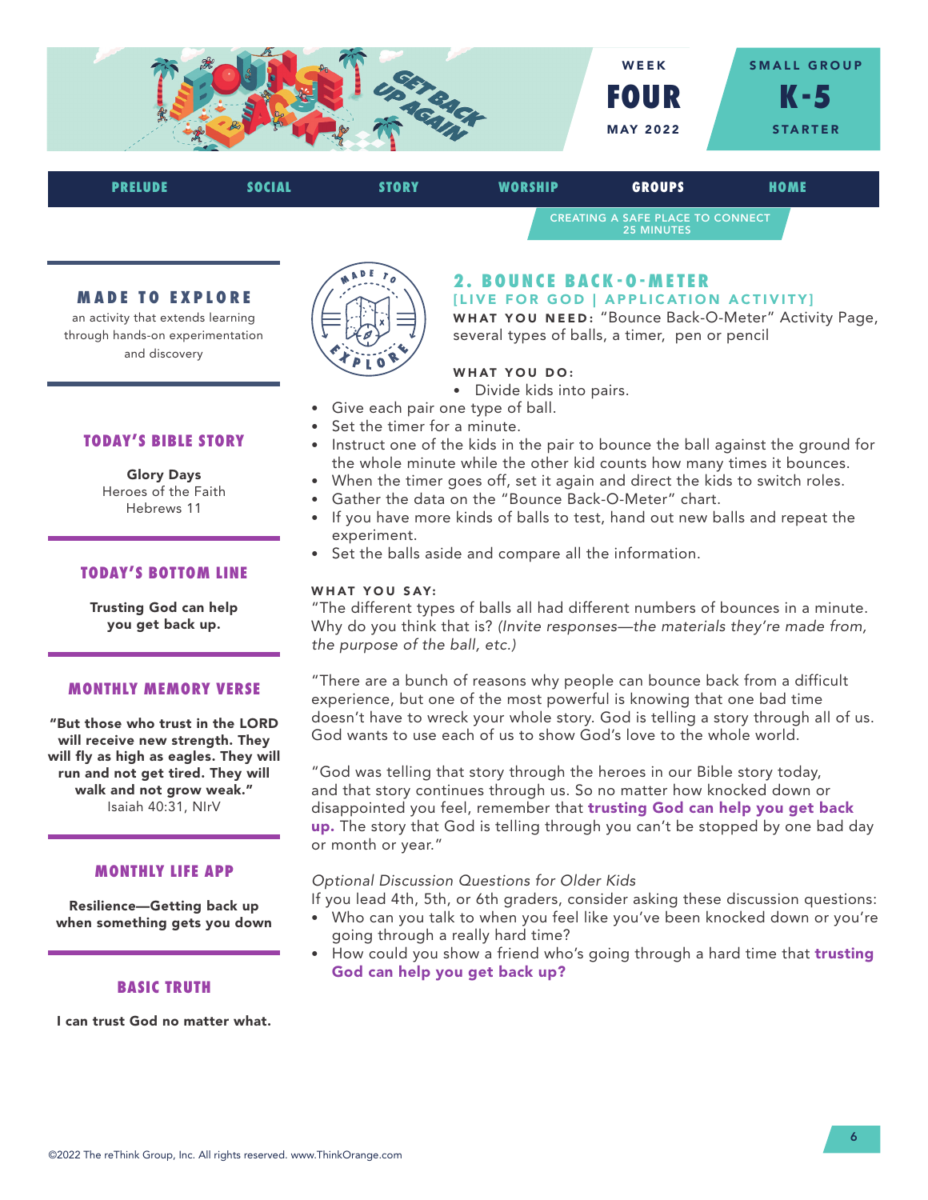WEEK
**FOUR**
MAY 2022

SMALL GROUP
**K-5**
STARTER

PRELUDE | SOCIAL | STORY | WORSHIP | **GROUPS** | HOME

CREATING A SAFE PLACE TO CONNECT
25 MINUTES

## 2. BOUNCE BACK-O-METER

[LIVE FOR GOD | APPLICATION ACTIVITY]

**WHAT YOU NEED:** "Bounce Back-O-Meter" Activity Page, several types of balls, a timer, pen or pencil

**WHAT YOU DO:**

- Divide kids into pairs.
- Give each pair one type of ball.
- Set the timer for a minute.
- Instruct one of the kids in the pair to bounce the ball against the ground for the whole minute while the other kid counts how many times it bounces.
- When the timer goes off, set it again and direct the kids to switch roles.
- Gather the data on the "Bounce Back-O-Meter" chart.
- If you have more kinds of balls to test, hand out new balls and repeat the experiment.
- Set the balls aside and compare all the information.

**WHAT YOU SAY:**

"The different types of balls all had different numbers of bounces in a minute. Why do you think that is? *(Invite responses—the materials they're made from, the purpose of the ball, etc.)*

"There are a bunch of reasons why people can bounce back from a difficult experience, but one of the most powerful is knowing that one bad time doesn't have to wreck your whole story. God is telling a story through all of us. God wants to use each of us to show God's love to the whole world.

"God was telling that story through the heroes in our Bible story today, and that story continues through us. So no matter how knocked down or disappointed you feel, remember that **trusting God can help you get back up.** The story that God is telling through you can't be stopped by one bad day or month or year."

*Optional Discussion Questions for Older Kids*

If you lead 4th, 5th, or 6th graders, consider asking these discussion questions:

- Who can you talk to when you feel like you've been knocked down or you're going through a really hard time?
- How could you show a friend who's going through a hard time that **trusting God can help you get back up?**

### MADE TO EXPLORE

an activity that extends learning through hands-on experimentation and discovery

### TODAY'S BIBLE STORY

**Glory Days**
Heroes of the Faith
Hebrews 11

### TODAY'S BOTTOM LINE

**Trusting God can help you get back up.**

### MONTHLY MEMORY VERSE

**"But those who trust in the LORD will receive new strength. They will fly as high as eagles. They will run and not get tired. They will walk and not grow weak."**
Isaiah 40:31, NIrV

### MONTHLY LIFE APP

**Resilience—Getting back up when something gets you down**

### BASIC TRUTH

**I can trust God no matter what.**

©2022 The reThink Group, Inc. All rights reserved. www.ThinkOrange.com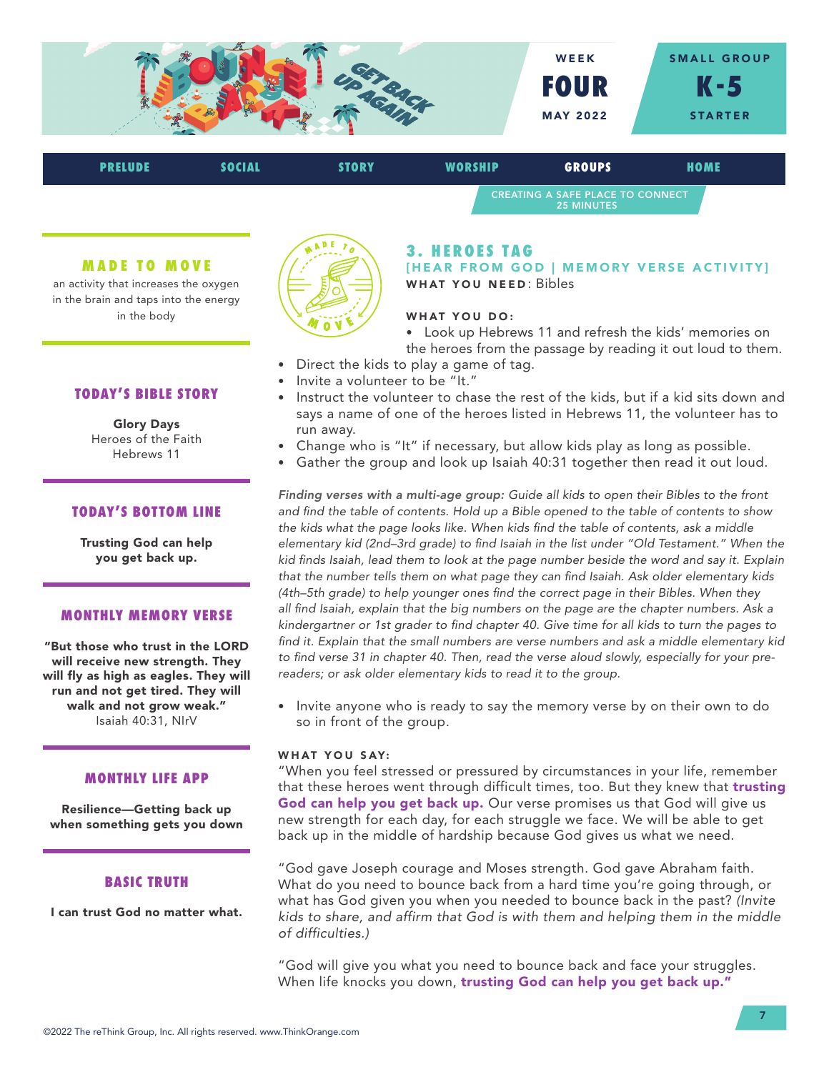WEEK **FOUR** MAY 2022

SMALL GROUP **K-5** STARTER

PRELUDE | SOCIAL | STORY | WORSHIP | **GROUPS** | HOME

CREATING A SAFE PLACE TO CONNECT
25 MINUTES

### MADE TO MOVE

an activity that increases the oxygen in the brain and taps into the energy in the body

### TODAY'S BIBLE STORY

**Glory Days**
Heroes of the Faith
Hebrews 11

### TODAY'S BOTTOM LINE

**Trusting God can help you get back up.**

### MONTHLY MEMORY VERSE

**"But those who trust in the LORD will receive new strength. They will fly as high as eagles. They will run and not get tired. They will walk and not grow weak."**
Isaiah 40:31, NIrV

### MONTHLY LIFE APP

**Resilience—Getting back up when something gets you down**

### BASIC TRUTH

**I can trust God no matter what.**

## 3. HEROES TAG

**[HEAR FROM GOD | MEMORY VERSE ACTIVITY]**

**WHAT YOU NEED**: Bibles

**WHAT YOU DO:**

- Look up Hebrews 11 and refresh the kids' memories on the heroes from the passage by reading it out loud to them.
- Direct the kids to play a game of tag.
- Invite a volunteer to be "It."
- Instruct the volunteer to chase the rest of the kids, but if a kid sits down and says a name of one of the heroes listed in Hebrews 11, the volunteer has to run away.
- Change who is "It" if necessary, but allow kids play as long as possible.
- Gather the group and look up Isaiah 40:31 together then read it out loud.

*Finding verses with a multi-age group: Guide all kids to open their Bibles to the front and find the table of contents. Hold up a Bible opened to the table of contents to show the kids what the page looks like. When kids find the table of contents, ask a middle elementary kid (2nd–3rd grade) to find Isaiah in the list under "Old Testament." When the kid finds Isaiah, lead them to look at the page number beside the word and say it. Explain that the number tells them on what page they can find Isaiah. Ask older elementary kids (4th–5th grade) to help younger ones find the correct page in their Bibles. When they all find Isaiah, explain that the big numbers on the page are the chapter numbers. Ask a kindergartner or 1st grader to find chapter 40. Give time for all kids to turn the pages to find it. Explain that the small numbers are verse numbers and ask a middle elementary kid to find verse 31 in chapter 40. Then, read the verse aloud slowly, especially for your pre-readers; or ask older elementary kids to read it to the group.*

- Invite anyone who is ready to say the memory verse by on their own to do so in front of the group.

**WHAT YOU SAY:**

"When you feel stressed or pressured by circumstances in your life, remember that these heroes went through difficult times, too. But they knew that **trusting God can help you get back up.** Our verse promises us that God will give us new strength for each day, for each struggle we face. We will be able to get back up in the middle of hardship because God gives us what we need.

"God gave Joseph courage and Moses strength. God gave Abraham faith. What do you need to bounce back from a hard time you're going through, or what has God given you when you needed to bounce back in the past? *(Invite kids to share, and affirm that God is with them and helping them in the middle of difficulties.)*

"God will give you what you need to bounce back and face your struggles. When life knocks you down, **trusting God can help you get back up."**

©2022 The reThink Group, Inc. All rights reserved. www.ThinkOrange.com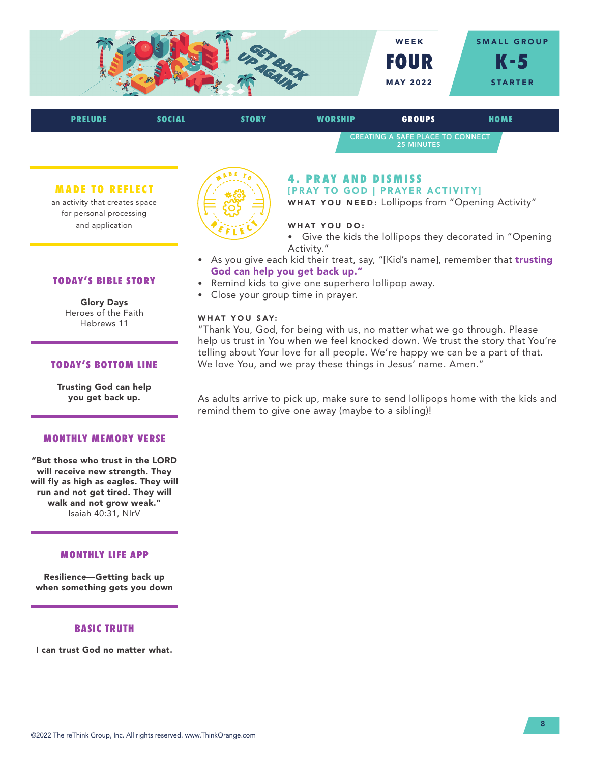WEEK
**FOUR**
MAY 2022

SMALL GROUP
**K-5**
STARTER

PRELUDE | SOCIAL | STORY | WORSHIP | **GROUPS** | HOME

CREATING A SAFE PLACE TO CONNECT
25 MINUTES

## 4. PRAY AND DISMISS

**[PRAY TO GOD | PRAYER ACTIVITY]**

**WHAT YOU NEED:** Lollipops from "Opening Activity"

**WHAT YOU DO:**

- Give the kids the lollipops they decorated in "Opening Activity."
- As you give each kid their treat, say, "[Kid's name], remember that **trusting God can help you get back up."**
- Remind kids to give one superhero lollipop away.
- Close your group time in prayer.

**WHAT YOU SAY:**

"Thank You, God, for being with us, no matter what we go through. Please help us trust in You when we feel knocked down. We trust the story that You're telling about Your love for all people. We're happy we can be a part of that. We love You, and we pray these things in Jesus' name. Amen."

As adults arrive to pick up, make sure to send lollipops home with the kids and remind them to give one away (maybe to a sibling)!

### MADE TO REFLECT

an activity that creates space for personal processing and application

### TODAY'S BIBLE STORY

**Glory Days**
Heroes of the Faith
Hebrews 11

### TODAY'S BOTTOM LINE

**Trusting God can help you get back up.**

### MONTHLY MEMORY VERSE

**"But those who trust in the LORD will receive new strength. They will fly as high as eagles. They will run and not get tired. They will walk and not grow weak."**
Isaiah 40:31, NIrV

### MONTHLY LIFE APP

**Resilience—Getting back up when something gets you down**

### BASIC TRUTH

**I can trust God no matter what.**

©2022 The reThink Group, Inc. All rights reserved. www.ThinkOrange.com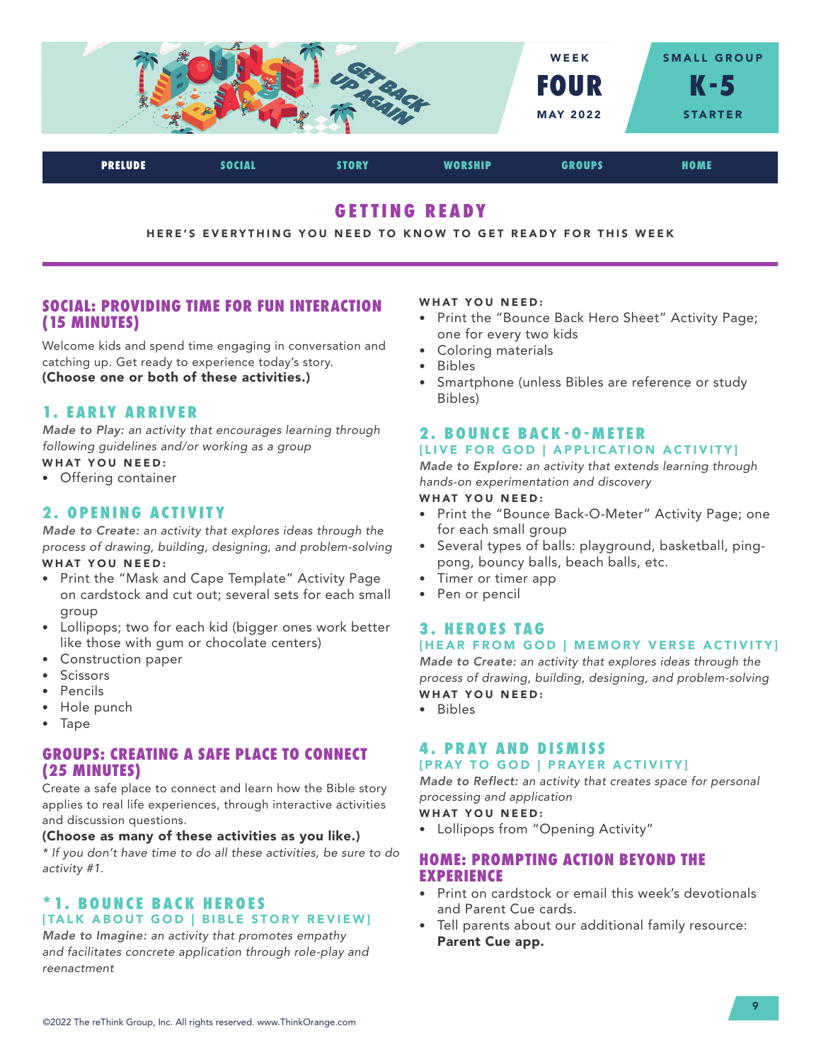# GETTING READY

HERE'S EVERYTHING YOU NEED TO KNOW TO GET READY FOR THIS WEEK

## SOCIAL: PROVIDING TIME FOR FUN INTERACTION (15 MINUTES)

Welcome kids and spend time engaging in conversation and catching up. Get ready to experience today's story.

**(Choose one or both of these activities.)**

### 1. EARLY ARRIVER

*Made to Play: an activity that encourages learning through following guidelines and/or working as a group*

**WHAT YOU NEED:**

- Offering container

### 2. OPENING ACTIVITY

*Made to Create: an activity that explores ideas through the process of drawing, building, designing, and problem-solving*

**WHAT YOU NEED:**

- Print the "Mask and Cape Template" Activity Page on cardstock and cut out; several sets for each small group
- Lollipops; two for each kid (bigger ones work better like those with gum or chocolate centers)
- Construction paper
- Scissors
- Pencils
- Hole punch
- Tape

## GROUPS: CREATING A SAFE PLACE TO CONNECT (25 MINUTES)

Create a safe place to connect and learn how the Bible story applies to real life experiences, through interactive activities and discussion questions.

**(Choose as many of these activities as you like.)**

*\* If you don't have time to do all these activities, be sure to do activity #1.*

### *1. BOUNCE BACK HEROES

**[TALK ABOUT GOD | BIBLE STORY REVIEW]**

*Made to Imagine: an activity that promotes empathy and facilitates concrete application through role-play and reenactment*

**WHAT YOU NEED:**

- Print the "Bounce Back Hero Sheet" Activity Page; one for every two kids
- Coloring materials
- Bibles
- Smartphone (unless Bibles are reference or study Bibles)

### 2. BOUNCE BACK-O-METER

**[LIVE FOR GOD | APPLICATION ACTIVITY]**

*Made to Explore: an activity that extends learning through hands-on experimentation and discovery*

**WHAT YOU NEED:**

- Print the "Bounce Back-O-Meter" Activity Page; one for each small group
- Several types of balls: playground, basketball, ping-pong, bouncy balls, beach balls, etc.
- Timer or timer app
- Pen or pencil

### 3. HEROES TAG

**[HEAR FROM GOD | MEMORY VERSE ACTIVITY]**

*Made to Create: an activity that explores ideas through the process of drawing, building, designing, and problem-solving*

**WHAT YOU NEED:**

- Bibles

### 4. PRAY AND DISMISS

**[PRAY TO GOD | PRAYER ACTIVITY]**

*Made to Reflect: an activity that creates space for personal processing and application*

**WHAT YOU NEED:**

- Lollipops from "Opening Activity"

## HOME: PROMPTING ACTION BEYOND THE EXPERIENCE

- Print on cardstock or email this week's devotionals and Parent Cue cards.
- Tell parents about our additional family resource: **Parent Cue app.**

©2022 The reThink Group, Inc. All rights reserved. www.ThinkOrange.com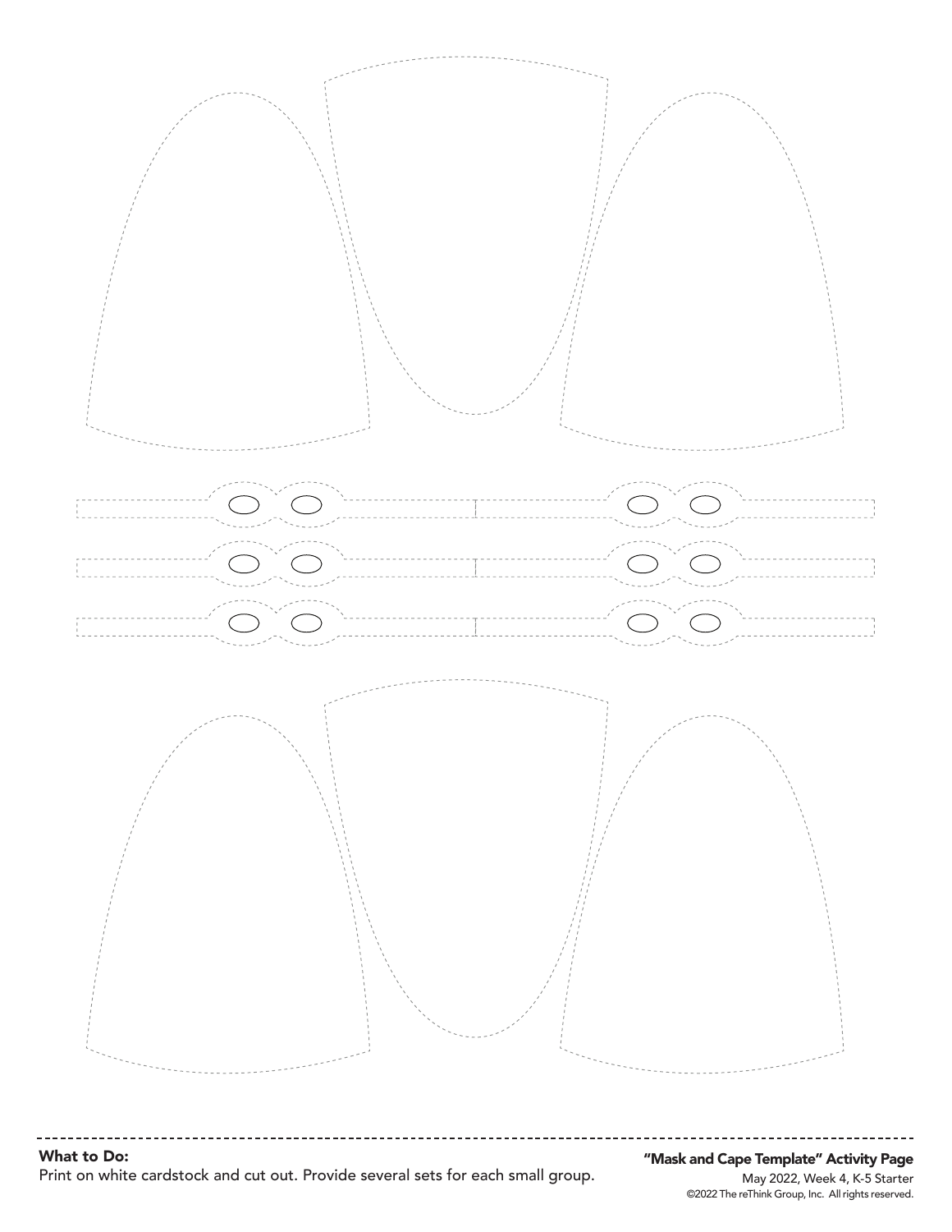**What to Do:**

Print on white cardstock and cut out. Provide several sets for each small group.

**"Mask and Cape Template" Activity Page**

May 2022, Week 4, K-5 Starter

©2022 The reThink Group, Inc. All rights reserved.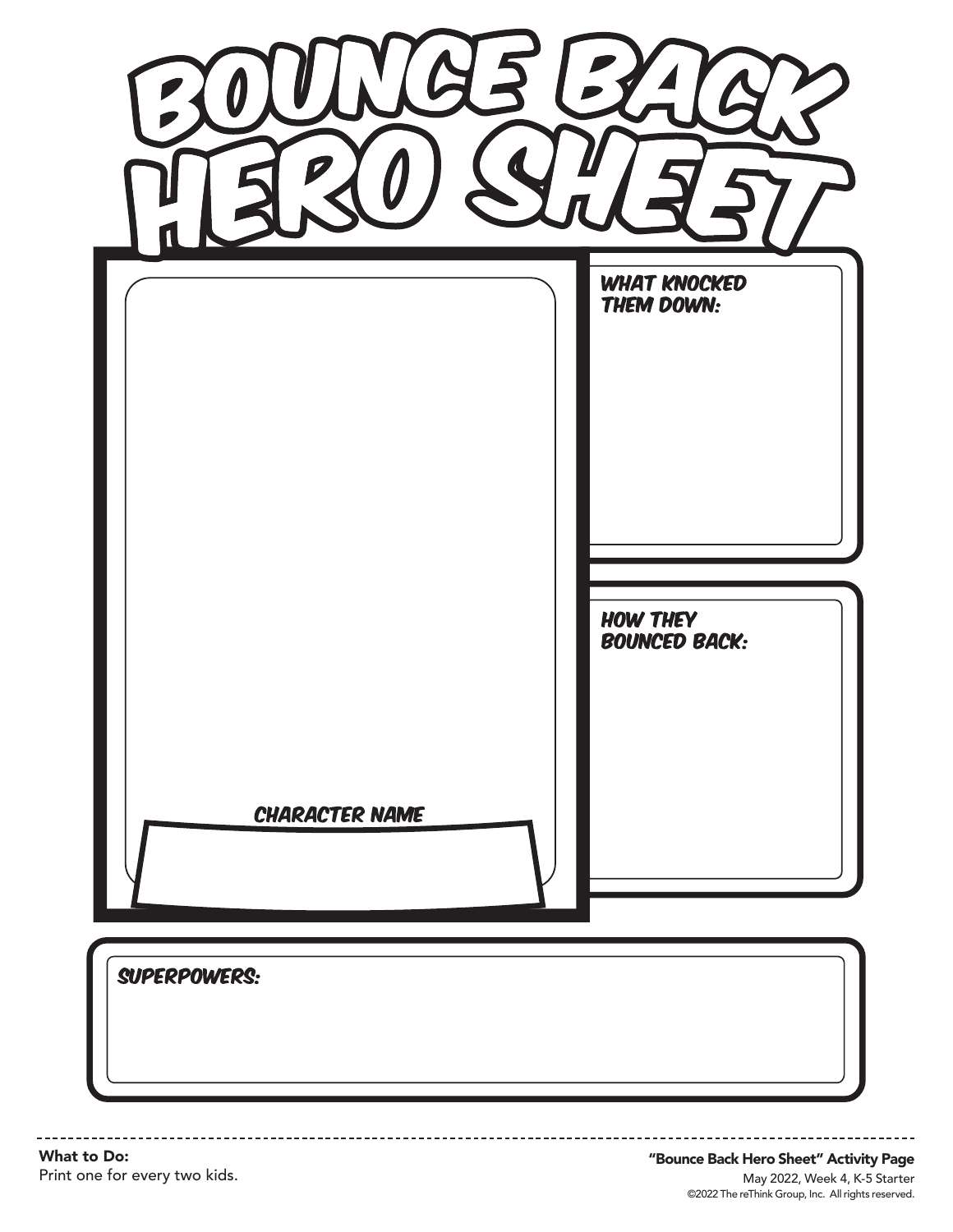# BOUNCE BACK HERO SHEET

**WHAT KNOCKED THEM DOWN:**

**HOW THEY BOUNCED BACK:**

**CHARACTER NAME**

**SUPERPOWERS:**

**What to Do:**
Print one for every two kids.

**"Bounce Back Hero Sheet" Activity Page**
May 2022, Week 4, K-5 Starter
©2022 The reThink Group, Inc. All rights reserved.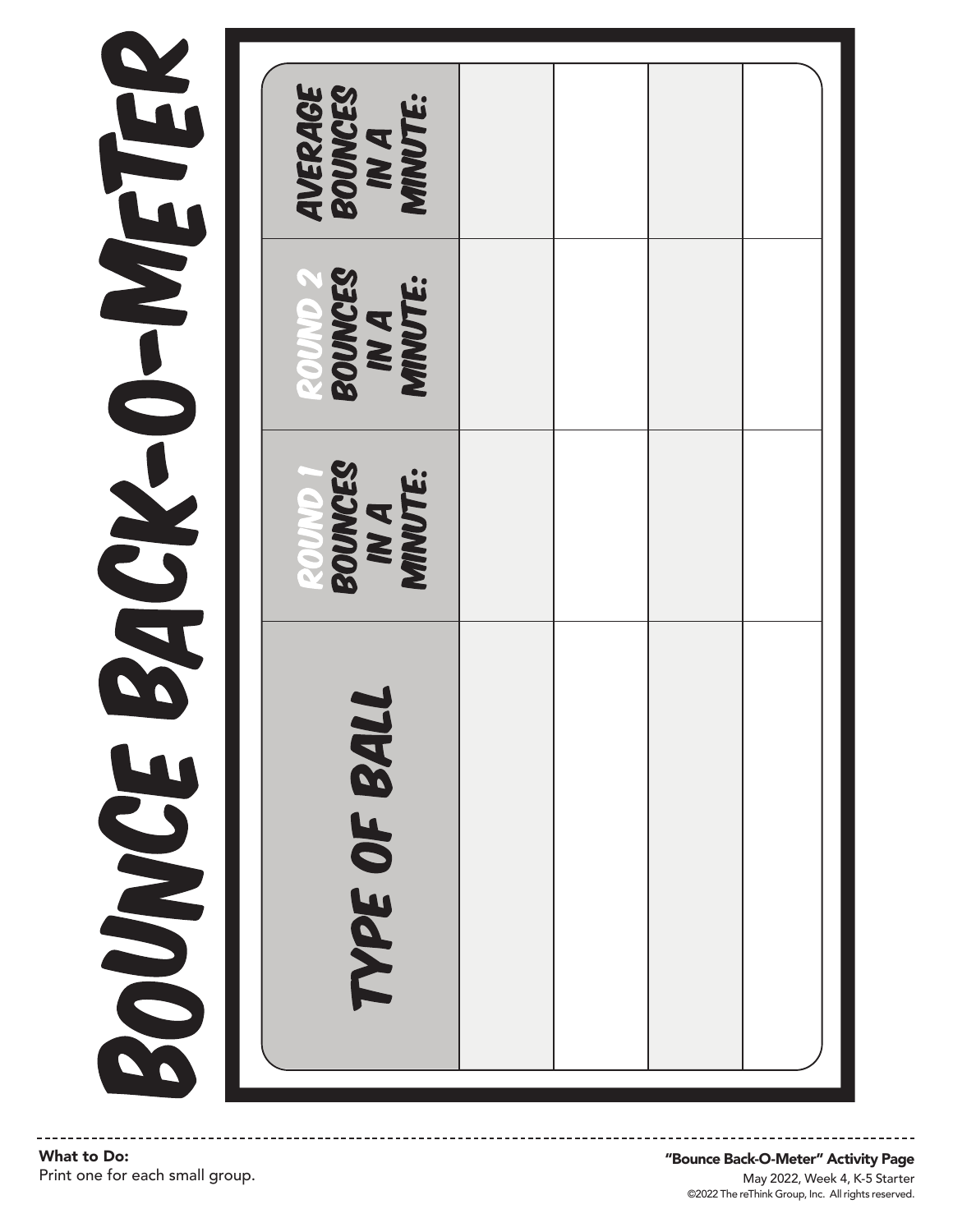# BOUNCE BACK-O-METER

| TYPE OF BALL | ROUND 1 BOUNCES IN A MINUTE: | ROUND 2 BOUNCES IN A MINUTE: | AVERAGE BOUNCES IN A MINUTE: |
|---|---|---|---|
| | | | |
| | | | |
| | | | |
| | | | |

**What to Do:**
Print one for each small group.

**"Bounce Back-O-Meter" Activity Page**
May 2022, Week 4, K-5 Starter
©2022 The reThink Group, Inc. All rights reserved.